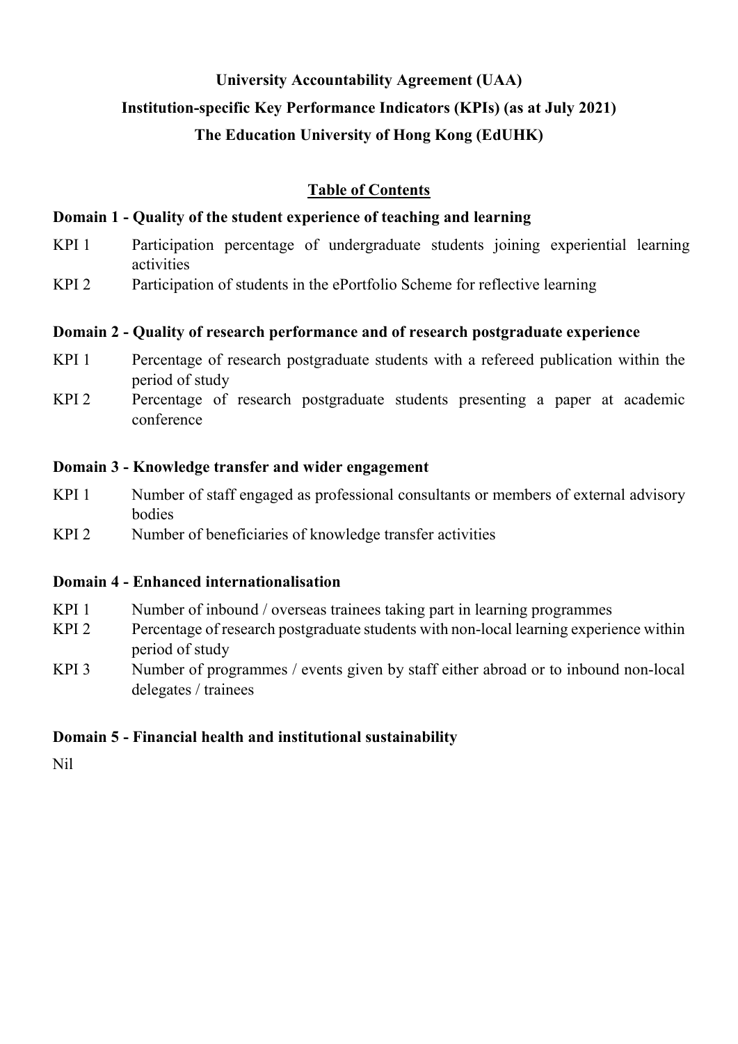# University Accountability Agreement (UAA)

# Institution-specific Key Performance Indicators (KPIs) (as at July 2021)

# The Education University of Hong Kong (EdUHK)

## Table of Contents

### Domain 1 - Quality of the student experience of teaching and learning

KPI 1 Participation percentage of undergraduate students joining experiential learning activities

KPI 2 Participation of students in the ePortfolio Scheme for reflective learning

### Domain 2 - Quality of research performance and of research postgraduate experience

KPI 1 Percentage of research postgraduate students with a refereed publication within the period of study

KPI 2 Percentage of research postgraduate students presenting a paper at academic conference

### Domain 3 - Knowledge transfer and wider engagement

KPI 1 Number of staff engaged as professional consultants or members of external advisory bodies

KPI 2 Number of beneficiaries of knowledge transfer activities

### Domain 4 - Enhanced internationalisation

KPI 1 Number of inbound / overseas trainees taking part in learning programmes

KPI 2 Percentage of research postgraduate students with non-local learning experience within period of study

KPI 3 Number of programmes / events given by staff either abroad or to inbound non-local delegates / trainees

### Domain 5 - Financial health and institutional sustainability

Nil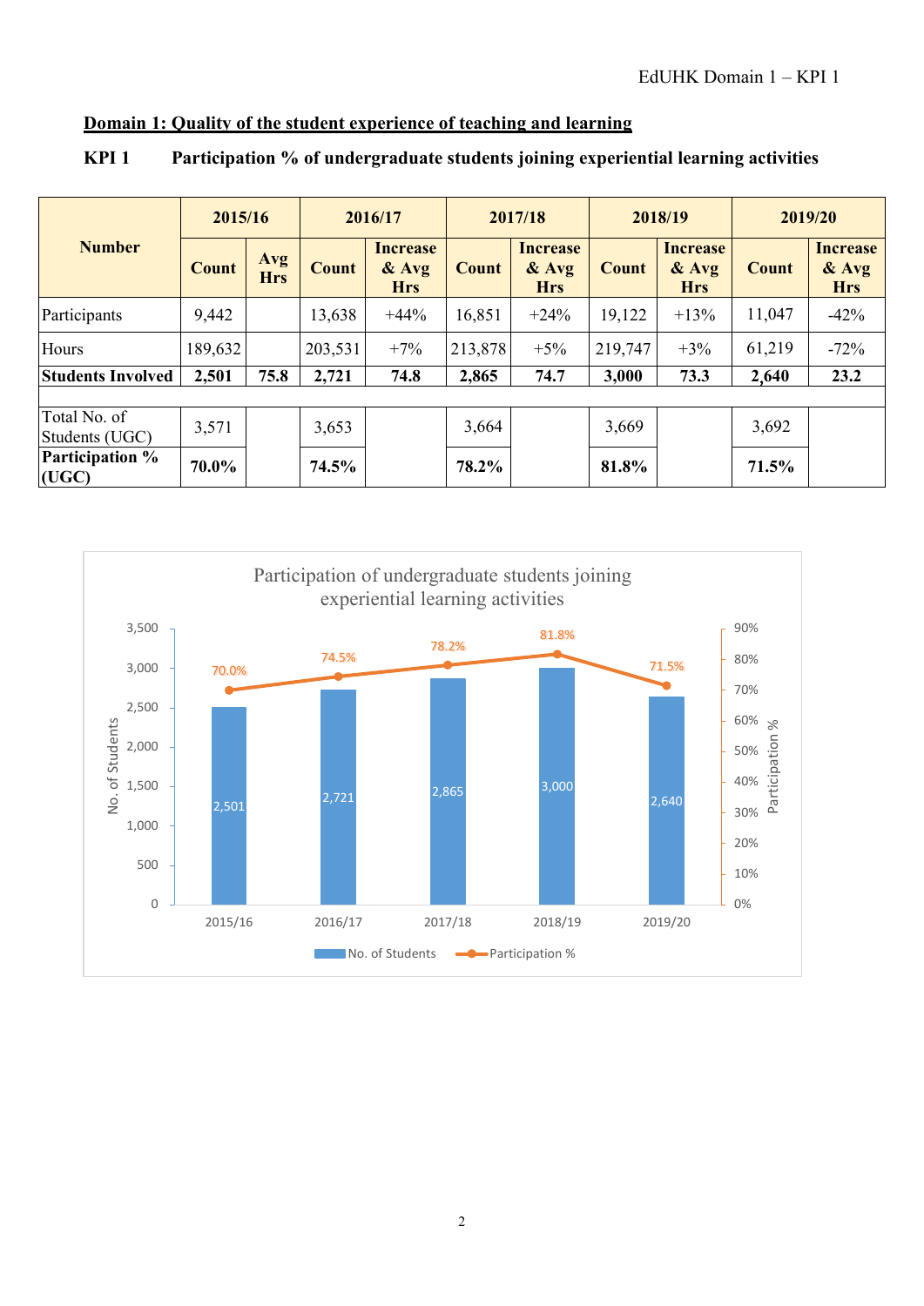## Domain 1: Quality of the student experience of teaching and learning

**KPI 1 Participation % of undergraduate students joining experiential learning activities**

| Number | 2015/16 | | 2016/17 | | 2017/18 | | 2018/19 | | 2019/20 | |
|---|---|---|---|---|---|---|---|---|---|---|
| | Count | Avg Hrs | Count | Increase & Avg Hrs | Count | Increase & Avg Hrs | Count | Increase & Avg Hrs | Count | Increase & Avg Hrs |
| Participants | 9,442 | | 13,638 | +44% | 16,851 | +24% | 19,122 | +13% | 11,047 | -42% |
| Hours | 189,632 | | 203,531 | +7% | 213,878 | +5% | 219,747 | +3% | 61,219 | -72% |
| **Students Involved** | **2,501** | **75.8** | **2,721** | **74.8** | **2,865** | **74.7** | **3,000** | **73.3** | **2,640** | **23.2** |
| | | | | | | | | | | |
| Total No. of Students (UGC) | 3,571 | | 3,653 | | 3,664 | | 3,669 | | 3,692 | |
| **Participation % (UGC)** | **70.0%** | | **74.5%** | | **78.2%** | | **81.8%** | | **71.5%** | |

Participation of undergraduate students joining experiential learning activities

| Year | No. of Students | Participation % |
|---|---|---|
| 2015/16 | 2,501 | 70.0% |
| 2016/17 | 2,721 | 74.5% |
| 2017/18 | 2,865 | 78.2% |
| 2018/19 | 3,000 | 81.8% |
| 2019/20 | 2,640 | 71.5% |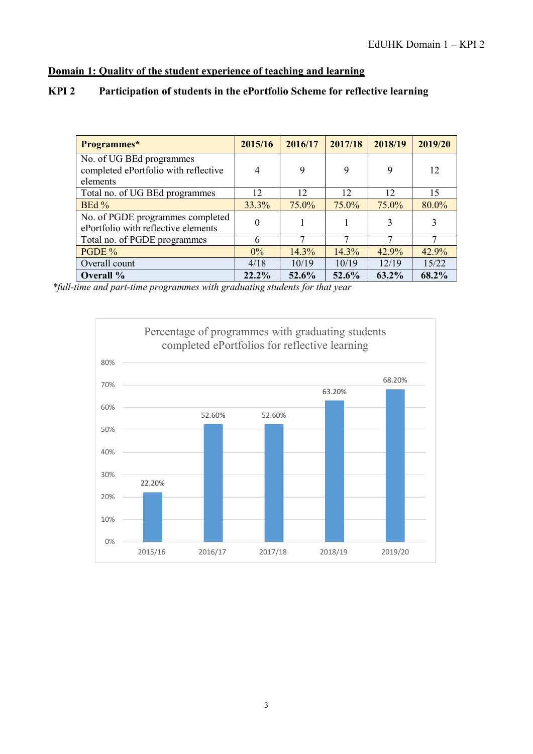## Domain 1: Quality of the student experience of teaching and learning

### KPI 2 Participation of students in the ePortfolio Scheme for reflective learning

| Programmes* | 2015/16 | 2016/17 | 2017/18 | 2018/19 | 2019/20 |
|---|---|---|---|---|---|
| No. of UG BEd programmes completed ePortfolio with reflective elements | 4 | 9 | 9 | 9 | 12 |
| Total no. of UG BEd programmes | 12 | 12 | 12 | 12 | 15 |
| BEd % | 33.3% | 75.0% | 75.0% | 75.0% | 80.0% |
| No. of PGDE programmes completed ePortfolio with reflective elements | 0 | 1 | 1 | 3 | 3 |
| Total no. of PGDE programmes | 6 | 7 | 7 | 7 | 7 |
| PGDE % | 0% | 14.3% | 14.3% | 42.9% | 42.9% |
| Overall count | 4/18 | 10/19 | 10/19 | 12/19 | 15/22 |
| **Overall %** | **22.2%** | **52.6%** | **52.6%** | **63.2%** | **68.2%** |

*\*full-time and part-time programmes with graduating students for that year*

Percentage of programmes with graduating students completed ePortfolios for reflective learning

| Year | Percentage |
|---|---|
| 2015/16 | 22.20% |
| 2016/17 | 52.60% |
| 2017/18 | 52.60% |
| 2018/19 | 63.20% |
| 2019/20 | 68.20% |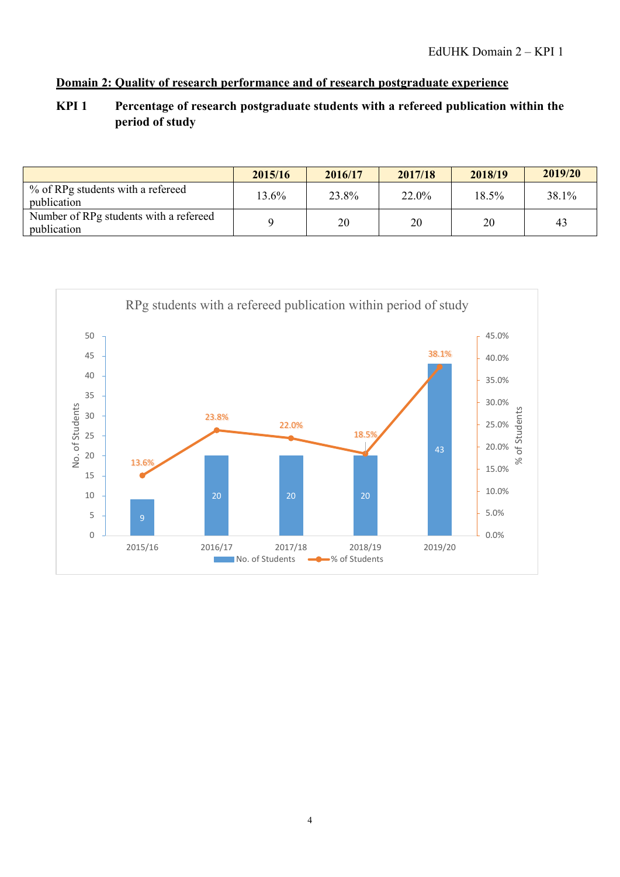## Domain 2: Quality of research performance and of research postgraduate experience

### KPI 1 Percentage of research postgraduate students with a refereed publication within the period of study

| | 2015/16 | 2016/17 | 2017/18 | 2018/19 | 2019/20 |
|---|---|---|---|---|---|
| % of RPg students with a refereed publication | 13.6% | 23.8% | 22.0% | 18.5% | 38.1% |
| Number of RPg students with a refereed publication | 9 | 20 | 20 | 20 | 43 |

RPg students with a refereed publication within period of study

| | 2015/16 | 2016/17 | 2017/18 | 2018/19 | 2019/20 |
|---|---|---|---|---|---|
| No. of Students | 9 | 20 | 20 | 20 | 43 |
| % of Students | 13.6% | 23.8% | 22.0% | 18.5% | 38.1% |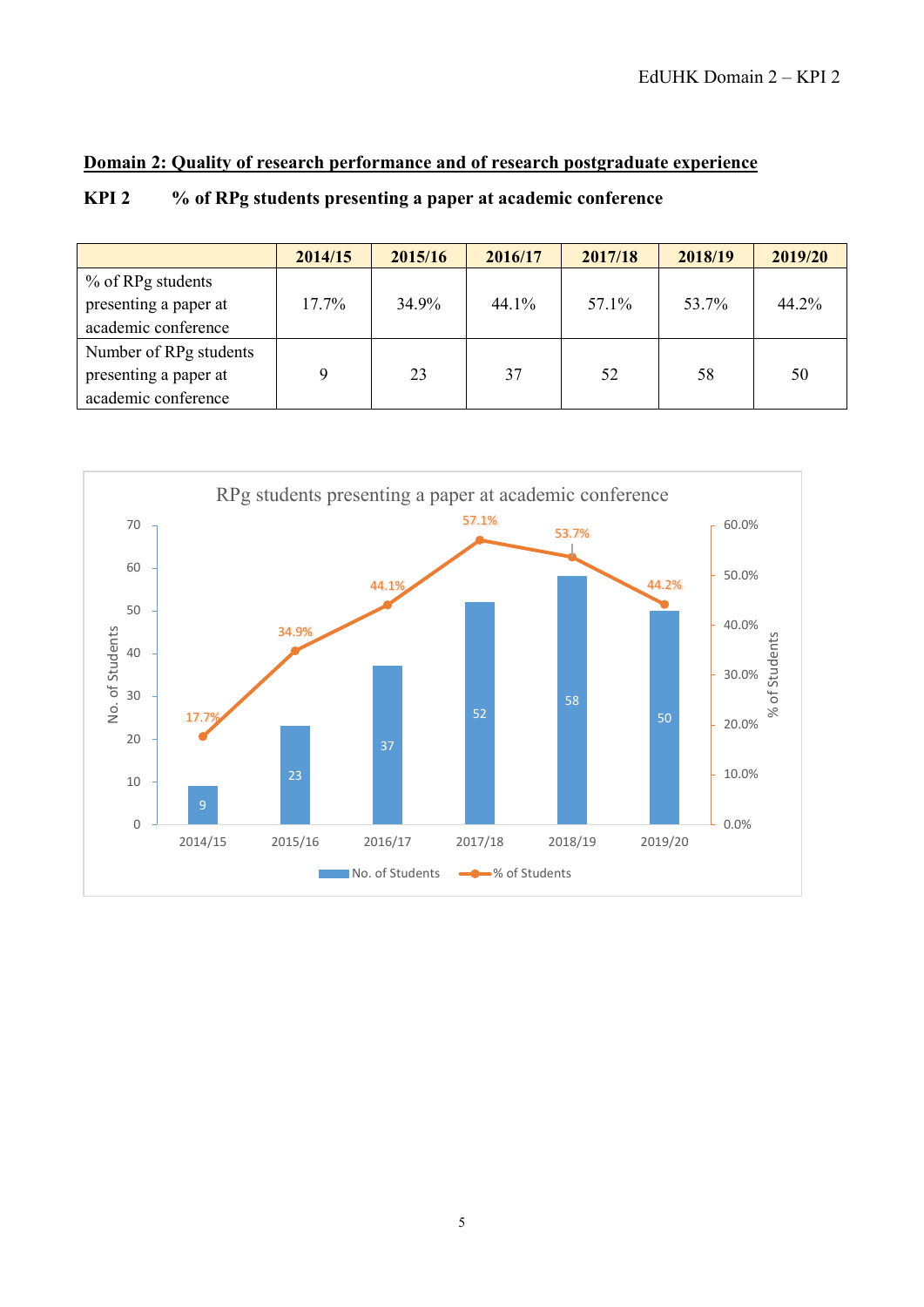## Domain 2: Quality of research performance and of research postgraduate experience

**KPI 2 % of RPg students presenting a paper at academic conference**

| | 2014/15 | 2015/16 | 2016/17 | 2017/18 | 2018/19 | 2019/20 |
|---|---|---|---|---|---|---|
| % of RPg students presenting a paper at academic conference | 17.7% | 34.9% | 44.1% | 57.1% | 53.7% | 44.2% |
| Number of RPg students presenting a paper at academic conference | 9 | 23 | 37 | 52 | 58 | 50 |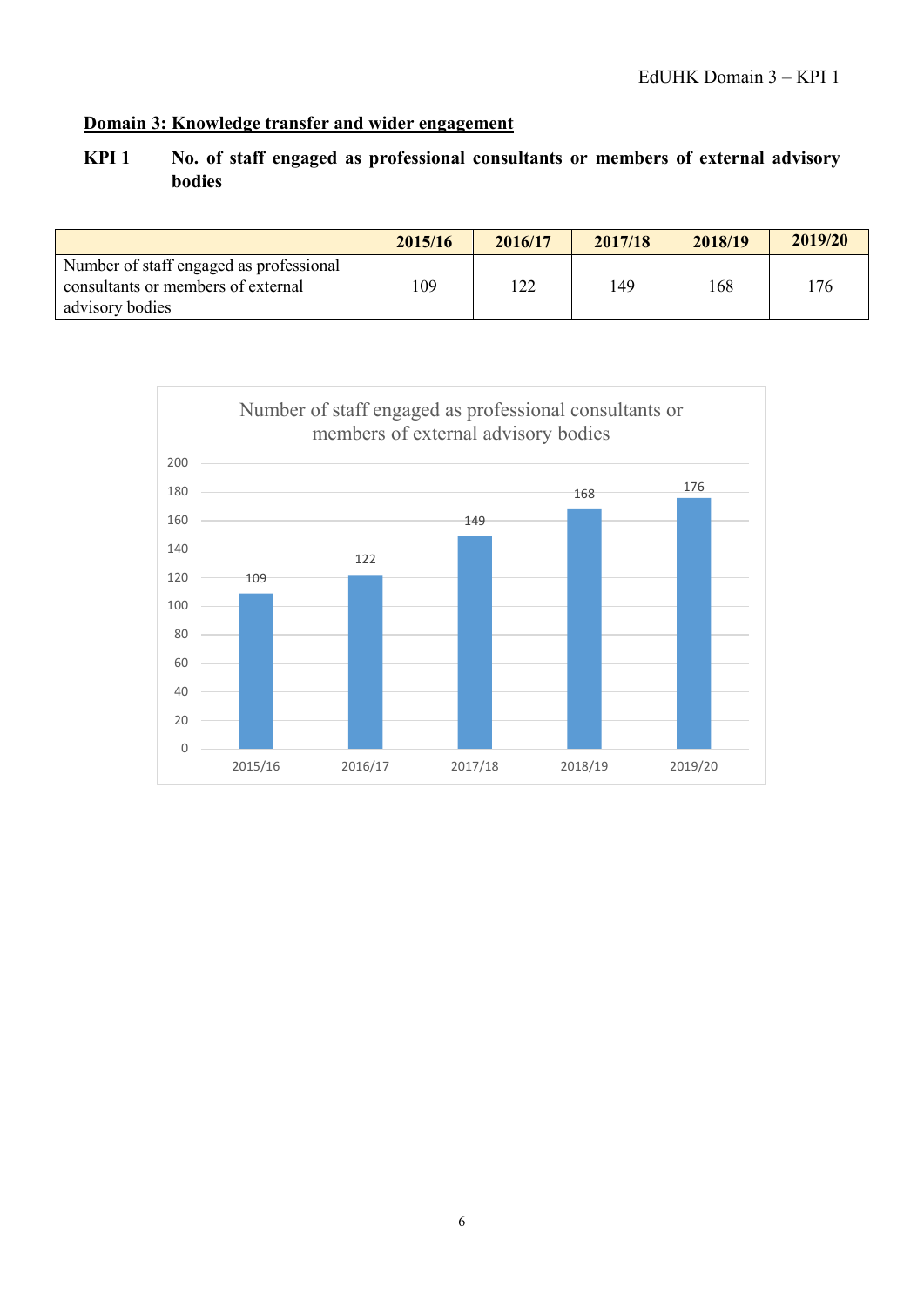## Domain 3: Knowledge transfer and wider engagement

### KPI 1 No. of staff engaged as professional consultants or members of external advisory bodies

| | 2015/16 | 2016/17 | 2017/18 | 2018/19 | 2019/20 |
|---|---|---|---|---|---|
| Number of staff engaged as professional consultants or members of external advisory bodies | 109 | 122 | 149 | 168 | 176 |

**Number of staff engaged as professional consultants or members of external advisory bodies**

| Year | Number |
|---|---|
| 2015/16 | 109 |
| 2016/17 | 122 |
| 2017/18 | 149 |
| 2018/19 | 168 |
| 2019/20 | 176 |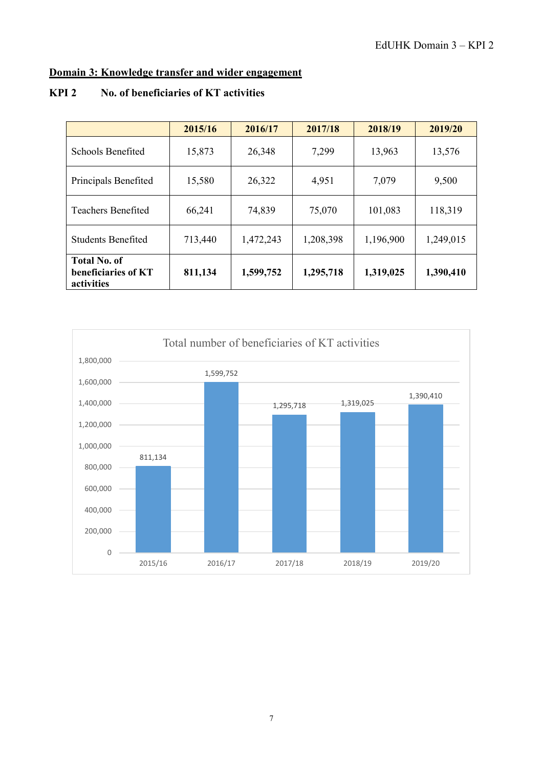## Domain 3: Knowledge transfer and wider engagement

### KPI 2 No. of beneficiaries of KT activities

| | 2015/16 | 2016/17 | 2017/18 | 2018/19 | 2019/20 |
|---|---|---|---|---|---|
| Schools Benefited | 15,873 | 26,348 | 7,299 | 13,963 | 13,576 |
| Principals Benefited | 15,580 | 26,322 | 4,951 | 7,079 | 9,500 |
| Teachers Benefited | 66,241 | 74,839 | 75,070 | 101,083 | 118,319 |
| Students Benefited | 713,440 | 1,472,243 | 1,208,398 | 1,196,900 | 1,249,015 |
| **Total No. of beneficiaries of KT activities** | **811,134** | **1,599,752** | **1,295,718** | **1,319,025** | **1,390,410** |

Total number of beneficiaries of KT activities

| | 2015/16 | 2016/17 | 2017/18 | 2018/19 | 2019/20 |
|---|---|---|---|---|---|
| Total | 811,134 | 1,599,752 | 1,295,718 | 1,319,025 | 1,390,410 |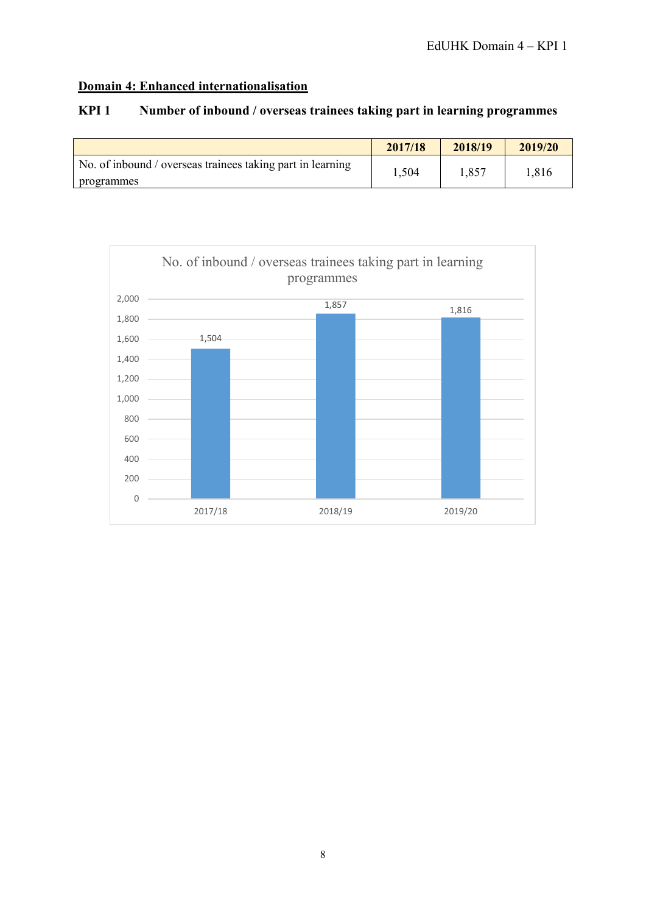## Domain 4: Enhanced internationalisation

### KPI 1 Number of inbound / overseas trainees taking part in learning programmes

| | 2017/18 | 2018/19 | 2019/20 |
|---|---|---|---|
| No. of inbound / overseas trainees taking part in learning programmes | 1,504 | 1,857 | 1,816 |

No. of inbound / overseas trainees taking part in learning programmes

| | 2017/18 | 2018/19 | 2019/20 |
|---|---|---|---|
| No. of inbound / overseas trainees taking part in learning programmes | 1,504 | 1,857 | 1,816 |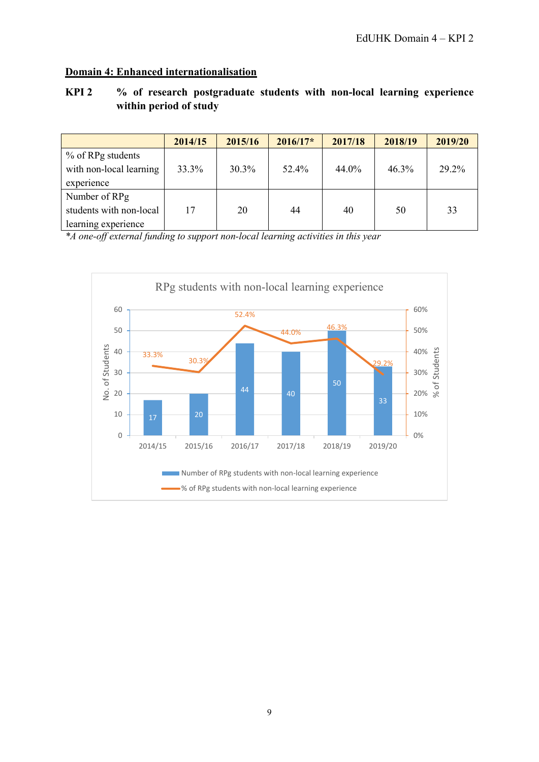## Domain 4: Enhanced internationalisation

**KPI 2 % of research postgraduate students with non-local learning experience within period of study**

| | 2014/15 | 2015/16 | 2016/17* | 2017/18 | 2018/19 | 2019/20 |
|---|---|---|---|---|---|---|
| % of RPg students with non-local learning experience | 33.3% | 30.3% | 52.4% | 44.0% | 46.3% | 29.2% |
| Number of RPg students with non-local learning experience | 17 | 20 | 44 | 40 | 50 | 33 |

**A one-off external funding to support non-local learning activities in this year*

RPg students with non-local learning experience

| | 2014/15 | 2015/16 | 2016/17 | 2017/18 | 2018/19 | 2019/20 |
|---|---|---|---|---|---|---|
| Number of RPg students with non-local learning experience | 17 | 20 | 44 | 40 | 50 | 33 |
| % of RPg students with non-local learning experience | 33.3% | 30.3% | 52.4% | 44.0% | 46.3% | 29.2% |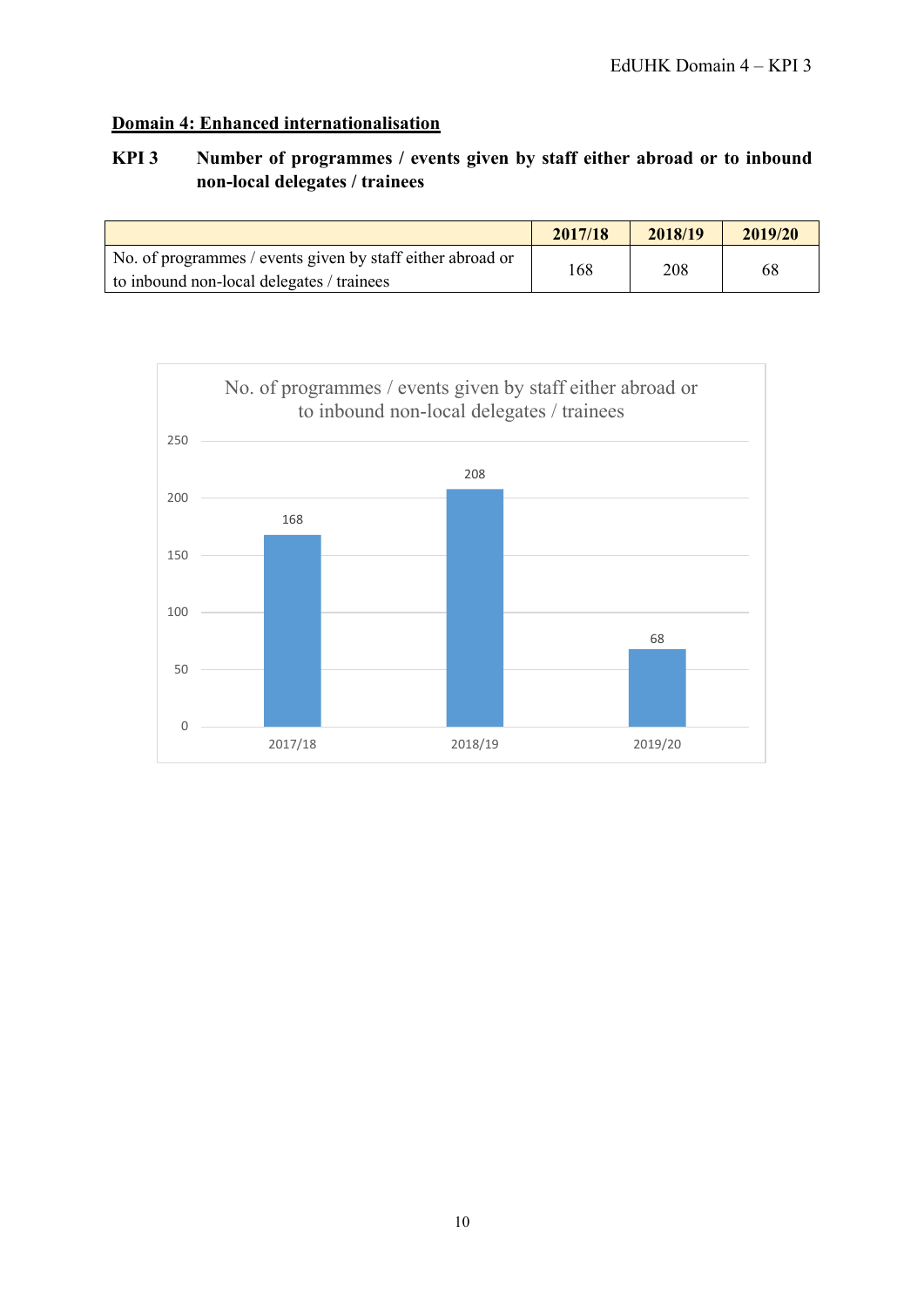## Domain 4: Enhanced internationalisation

**KPI 3 Number of programmes / events given by staff either abroad or to inbound non-local delegates / trainees**

| | 2017/18 | 2018/19 | 2019/20 |
|---|---|---|---|
| No. of programmes / events given by staff either abroad or to inbound non-local delegates / trainees | 168 | 208 | 68 |

No. of programmes / events given by staff either abroad or to inbound non-local delegates / trainees

250
200
150
100
50
0

168
208
68

2017/18
2018/19
2019/20